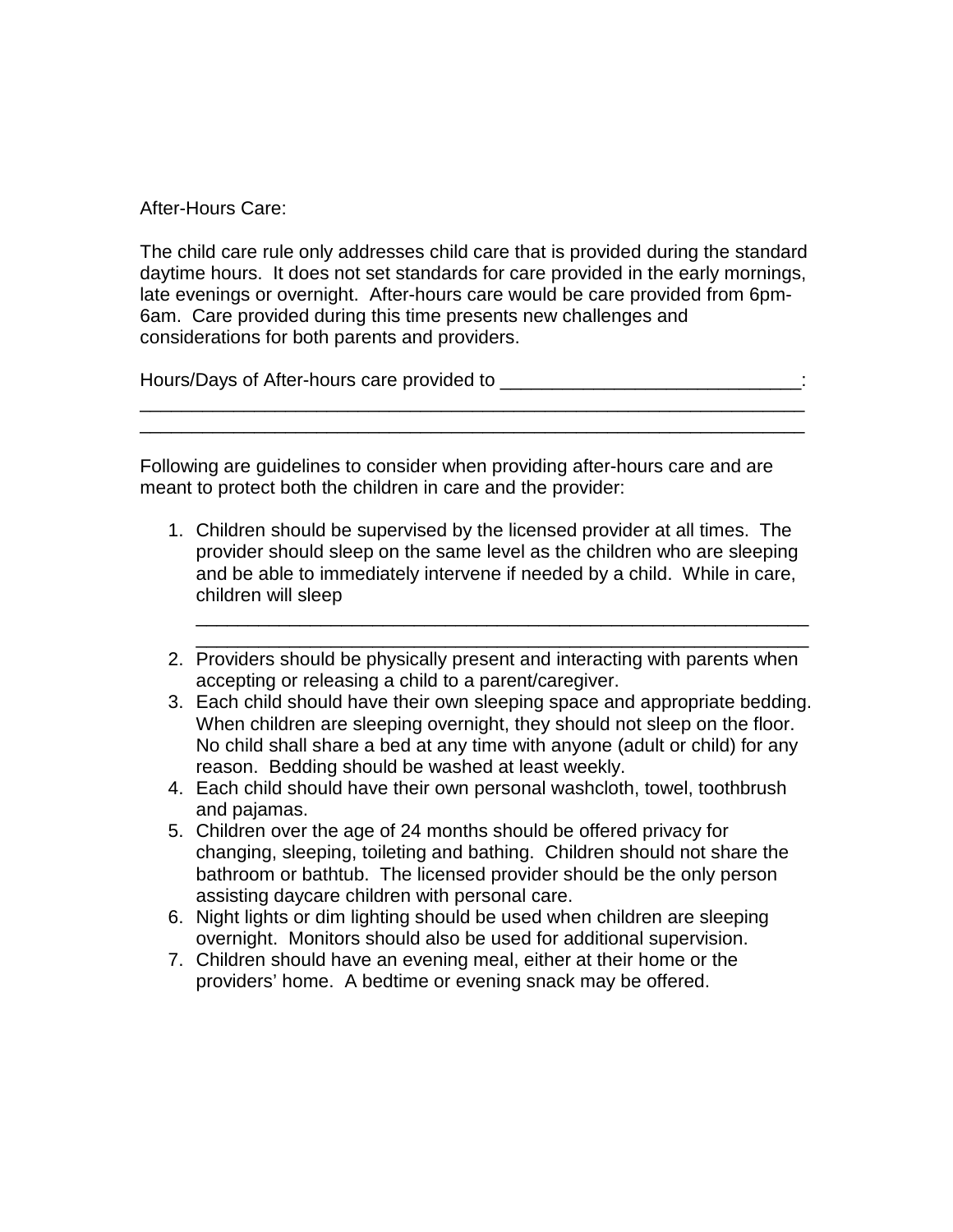After-Hours Care:

The child care rule only addresses child care that is provided during the standard daytime hours. It does not set standards for care provided in the early mornings, late evenings or overnight. After-hours care would be care provided from 6pm-6am. Care provided during this time presents new challenges and considerations for both parents and providers.

Hours/Days of After-hours care provided to _____________________________:
_________________________________________________________________
_________________________________________________________________

Following are guidelines to consider when providing after-hours care and are meant to protect both the children in care and the provider:

1. Children should be supervised by the licensed provider at all times. The provider should sleep on the same level as the children who are sleeping and be able to immediately intervene if needed by a child. While in care, children will sleep
   ____________________________________________________________
   ____________________________________________________________
2. Providers should be physically present and interacting with parents when accepting or releasing a child to a parent/caregiver.
3. Each child should have their own sleeping space and appropriate bedding. When children are sleeping overnight, they should not sleep on the floor. No child shall share a bed at any time with anyone (adult or child) for any reason. Bedding should be washed at least weekly.
4. Each child should have their own personal washcloth, towel, toothbrush and pajamas.
5. Children over the age of 24 months should be offered privacy for changing, sleeping, toileting and bathing. Children should not share the bathroom or bathtub. The licensed provider should be the only person assisting daycare children with personal care.
6. Night lights or dim lighting should be used when children are sleeping overnight. Monitors should also be used for additional supervision.
7. Children should have an evening meal, either at their home or the providers' home. A bedtime or evening snack may be offered.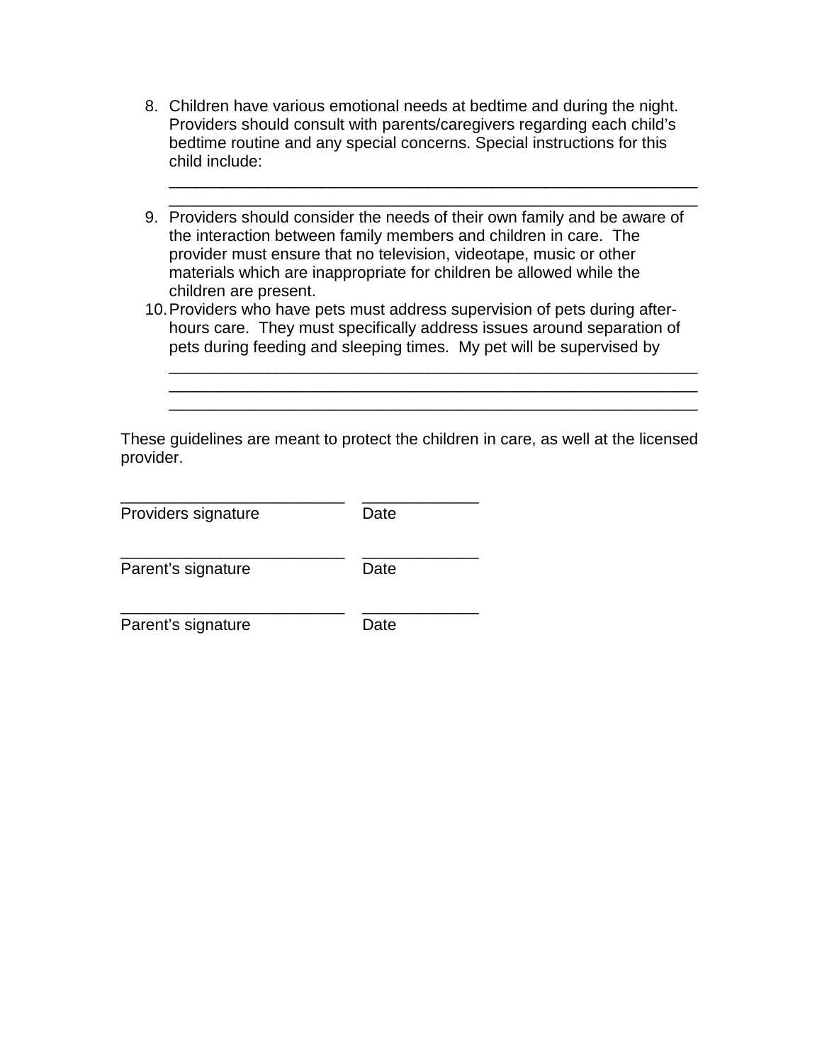8. Children have various emotional needs at bedtime and during the night. Providers should consult with parents/caregivers regarding each child's bedtime routine and any special concerns. Special instructions for this child include:

   ____________________________________________________________
   ____________________________________________________________

9. Providers should consider the needs of their own family and be aware of the interaction between family members and children in care. The provider must ensure that no television, videotape, music or other materials which are inappropriate for children be allowed while the children are present.
10. Providers who have pets must address supervision of pets during after-hours care. They must specifically address issues around separation of pets during feeding and sleeping times. My pet will be supervised by

    ____________________________________________________________
    ____________________________________________________________
    ____________________________________________________________

These guidelines are meant to protect the children in care, as well at the licensed provider.

_________________________ _____________
Providers signature Date

_________________________ _____________
Parent's signature Date

_________________________ _____________
Parent's signature Date